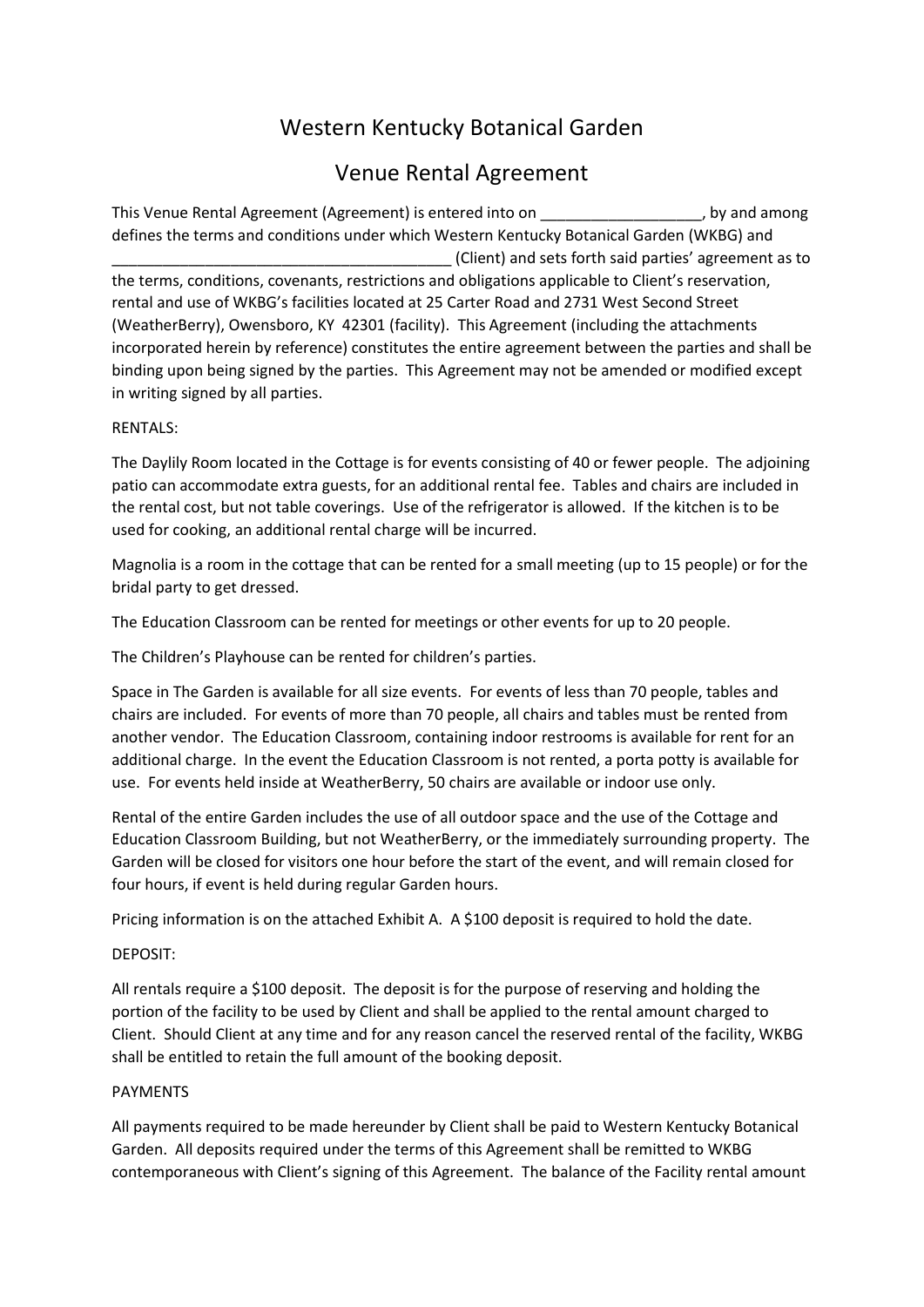# Western Kentucky Botanical Garden

## Venue Rental Agreement

This Venue Rental Agreement (Agreement) is entered into on ___________________, by and among defines the terms and conditions under which Western Kentucky Botanical Garden (WKBG) and ________________________________________ (Client) and sets forth said parties' agreement as to the terms, conditions, covenants, restrictions and obligations applicable to Client's reservation, rental and use of WKBG's facilities located at 25 Carter Road and 2731 West Second Street (WeatherBerry), Owensboro, KY 42301 (facility). This Agreement (including the attachments incorporated herein by reference) constitutes the entire agreement between the parties and shall be binding upon being signed by the parties. This Agreement may not be amended or modified except in writing signed by all parties.

RENTALS:

The Daylily Room located in the Cottage is for events consisting of 40 or fewer people. The adjoining patio can accommodate extra guests, for an additional rental fee. Tables and chairs are included in the rental cost, but not table coverings. Use of the refrigerator is allowed. If the kitchen is to be used for cooking, an additional rental charge will be incurred.

Magnolia is a room in the cottage that can be rented for a small meeting (up to 15 people) or for the bridal party to get dressed.

The Education Classroom can be rented for meetings or other events for up to 20 people.

The Children's Playhouse can be rented for children's parties.

Space in The Garden is available for all size events. For events of less than 70 people, tables and chairs are included. For events of more than 70 people, all chairs and tables must be rented from another vendor. The Education Classroom, containing indoor restrooms is available for rent for an additional charge. In the event the Education Classroom is not rented, a porta potty is available for use. For events held inside at WeatherBerry, 50 chairs are available or indoor use only.

Rental of the entire Garden includes the use of all outdoor space and the use of the Cottage and Education Classroom Building, but not WeatherBerry, or the immediately surrounding property. The Garden will be closed for visitors one hour before the start of the event, and will remain closed for four hours, if event is held during regular Garden hours.

Pricing information is on the attached Exhibit A. A $100 deposit is required to hold the date.

DEPOSIT:

All rentals require a $100 deposit. The deposit is for the purpose of reserving and holding the portion of the facility to be used by Client and shall be applied to the rental amount charged to Client. Should Client at any time and for any reason cancel the reserved rental of the facility, WKBG shall be entitled to retain the full amount of the booking deposit.

PAYMENTS

All payments required to be made hereunder by Client shall be paid to Western Kentucky Botanical Garden. All deposits required under the terms of this Agreement shall be remitted to WKBG contemporaneous with Client's signing of this Agreement. The balance of the Facility rental amount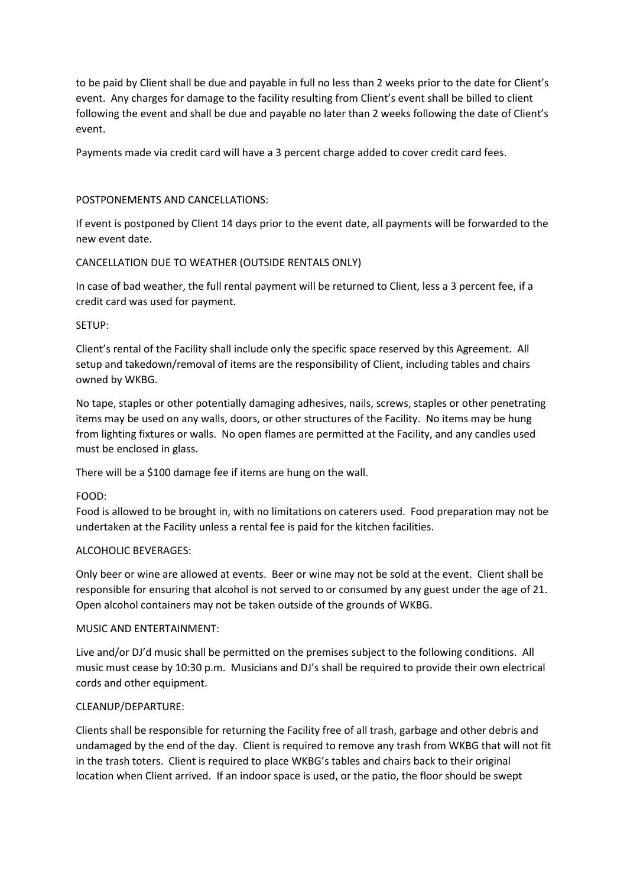to be paid by Client shall be due and payable in full no less than 2 weeks prior to the date for Client's event. Any charges for damage to the facility resulting from Client's event shall be billed to client following the event and shall be due and payable no later than 2 weeks following the date of Client's event.

Payments made via credit card will have a 3 percent charge added to cover credit card fees.

POSTPONEMENTS AND CANCELLATIONS:

If event is postponed by Client 14 days prior to the event date, all payments will be forwarded to the new event date.

CANCELLATION DUE TO WEATHER (OUTSIDE RENTALS ONLY)

In case of bad weather, the full rental payment will be returned to Client, less a 3 percent fee, if a credit card was used for payment.

SETUP:

Client's rental of the Facility shall include only the specific space reserved by this Agreement. All setup and takedown/removal of items are the responsibility of Client, including tables and chairs owned by WKBG.

No tape, staples or other potentially damaging adhesives, nails, screws, staples or other penetrating items may be used on any walls, doors, or other structures of the Facility. No items may be hung from lighting fixtures or walls. No open flames are permitted at the Facility, and any candles used must be enclosed in glass.

There will be a $100 damage fee if items are hung on the wall.

FOOD:

Food is allowed to be brought in, with no limitations on caterers used. Food preparation may not be undertaken at the Facility unless a rental fee is paid for the kitchen facilities.

ALCOHOLIC BEVERAGES:

Only beer or wine are allowed at events. Beer or wine may not be sold at the event. Client shall be responsible for ensuring that alcohol is not served to or consumed by any guest under the age of 21. Open alcohol containers may not be taken outside of the grounds of WKBG.

MUSIC AND ENTERTAINMENT:

Live and/or DJ'd music shall be permitted on the premises subject to the following conditions. All music must cease by 10:30 p.m. Musicians and DJ's shall be required to provide their own electrical cords and other equipment.

CLEANUP/DEPARTURE:

Clients shall be responsible for returning the Facility free of all trash, garbage and other debris and undamaged by the end of the day. Client is required to remove any trash from WKBG that will not fit in the trash toters. Client is required to place WKBG's tables and chairs back to their original location when Client arrived. If an indoor space is used, or the patio, the floor should be swept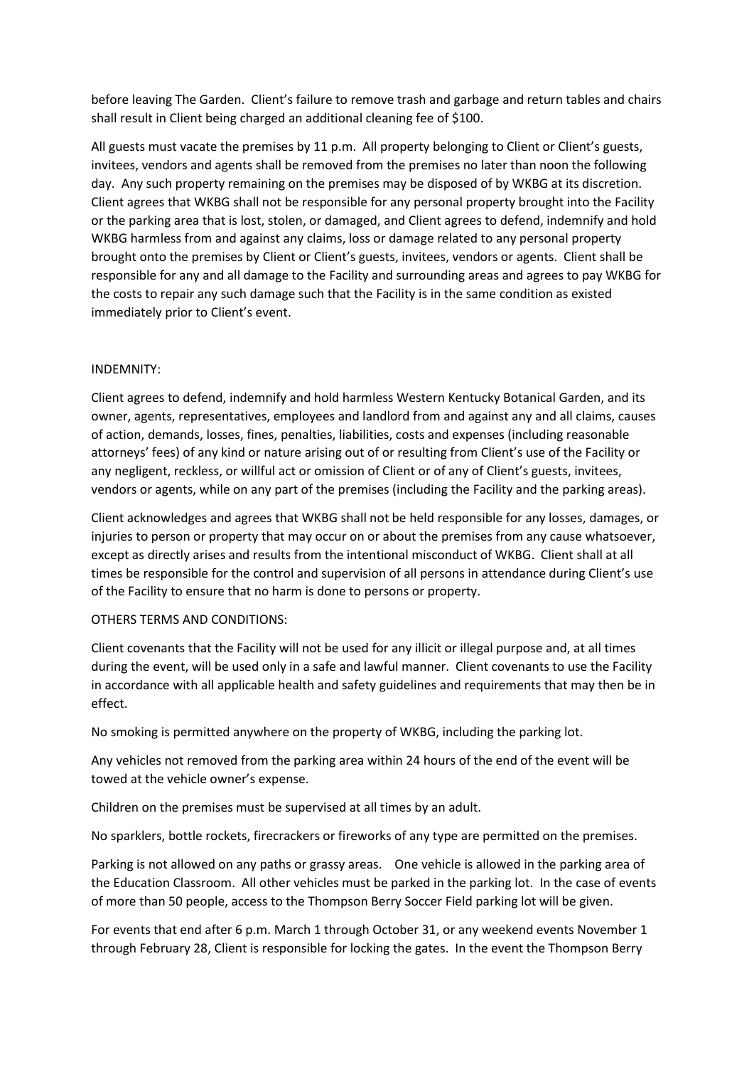before leaving The Garden. Client's failure to remove trash and garbage and return tables and chairs shall result in Client being charged an additional cleaning fee of $100.

All guests must vacate the premises by 11 p.m. All property belonging to Client or Client's guests, invitees, vendors and agents shall be removed from the premises no later than noon the following day. Any such property remaining on the premises may be disposed of by WKBG at its discretion. Client agrees that WKBG shall not be responsible for any personal property brought into the Facility or the parking area that is lost, stolen, or damaged, and Client agrees to defend, indemnify and hold WKBG harmless from and against any claims, loss or damage related to any personal property brought onto the premises by Client or Client's guests, invitees, vendors or agents. Client shall be responsible for any and all damage to the Facility and surrounding areas and agrees to pay WKBG for the costs to repair any such damage such that the Facility is in the same condition as existed immediately prior to Client's event.

INDEMNITY:

Client agrees to defend, indemnify and hold harmless Western Kentucky Botanical Garden, and its owner, agents, representatives, employees and landlord from and against any and all claims, causes of action, demands, losses, fines, penalties, liabilities, costs and expenses (including reasonable attorneys' fees) of any kind or nature arising out of or resulting from Client's use of the Facility or any negligent, reckless, or willful act or omission of Client or of any of Client's guests, invitees, vendors or agents, while on any part of the premises (including the Facility and the parking areas).

Client acknowledges and agrees that WKBG shall not be held responsible for any losses, damages, or injuries to person or property that may occur on or about the premises from any cause whatsoever, except as directly arises and results from the intentional misconduct of WKBG. Client shall at all times be responsible for the control and supervision of all persons in attendance during Client's use of the Facility to ensure that no harm is done to persons or property.

OTHERS TERMS AND CONDITIONS:

Client covenants that the Facility will not be used for any illicit or illegal purpose and, at all times during the event, will be used only in a safe and lawful manner. Client covenants to use the Facility in accordance with all applicable health and safety guidelines and requirements that may then be in effect.

No smoking is permitted anywhere on the property of WKBG, including the parking lot.

Any vehicles not removed from the parking area within 24 hours of the end of the event will be towed at the vehicle owner's expense.

Children on the premises must be supervised at all times by an adult.

No sparklers, bottle rockets, firecrackers or fireworks of any type are permitted on the premises.

Parking is not allowed on any paths or grassy areas. One vehicle is allowed in the parking area of the Education Classroom. All other vehicles must be parked in the parking lot. In the case of events of more than 50 people, access to the Thompson Berry Soccer Field parking lot will be given.

For events that end after 6 p.m. March 1 through October 31, or any weekend events November 1 through February 28, Client is responsible for locking the gates. In the event the Thompson Berry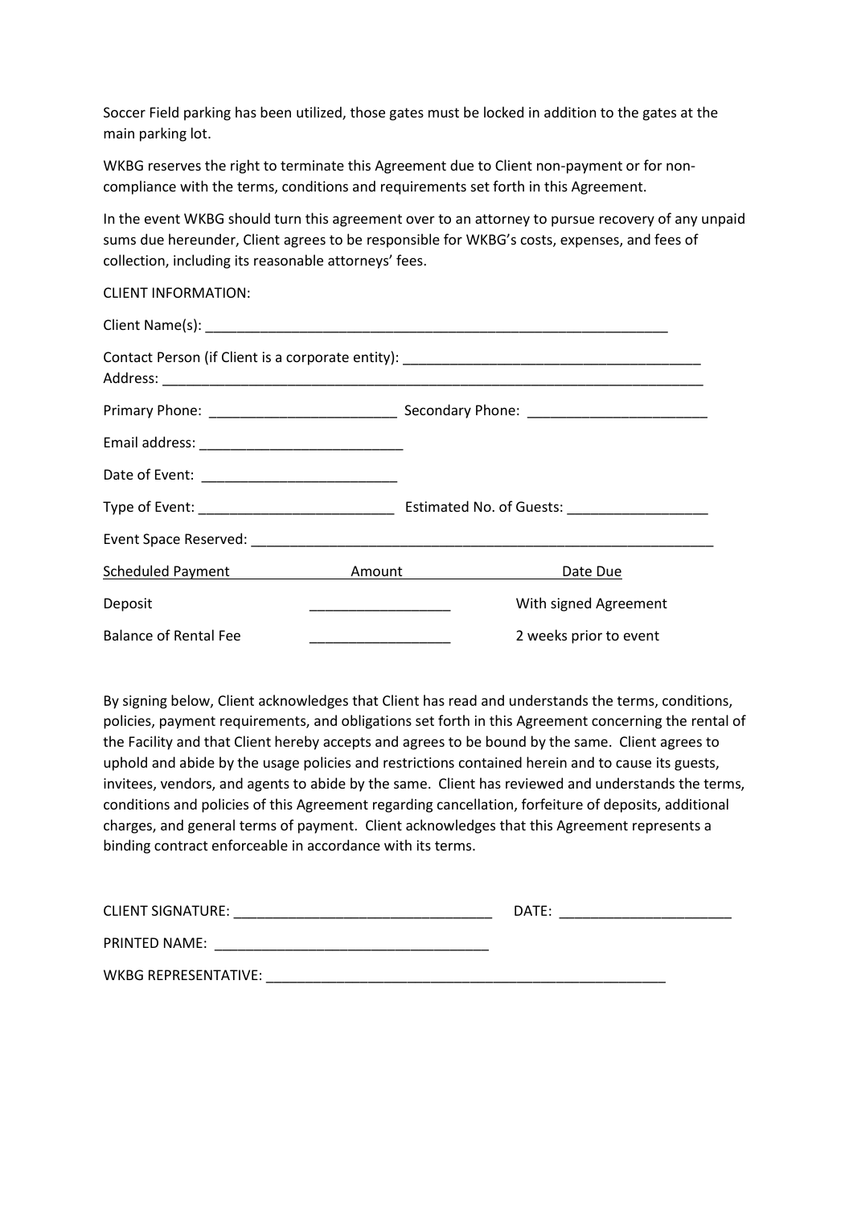Soccer Field parking has been utilized, those gates must be locked in addition to the gates at the main parking lot.

WKBG reserves the right to terminate this Agreement due to Client non-payment or for non-compliance with the terms, conditions and requirements set forth in this Agreement.

In the event WKBG should turn this agreement over to an attorney to pursue recovery of any unpaid sums due hereunder, Client agrees to be responsible for WKBG's costs, expenses, and fees of collection, including its reasonable attorneys' fees.

CLIENT INFORMATION:

Client Name(s): ______________________________________________________________

Contact Person (if Client is a corporate entity): ______________________________________
Address: _____________________________________________________________________

Primary Phone: ________________________ Secondary Phone: _______________________

Email address: __________________________

Date of Event: _________________________

Type of Event: _________________________ Estimated No. of Guests: _________________

Event Space Reserved: ___________________________________________________________

| Scheduled Payment | Amount | Date Due |
|---|---|---|
| Deposit | __________________ | With signed Agreement |
| Balance of Rental Fee | __________________ | 2 weeks prior to event |

By signing below, Client acknowledges that Client has read and understands the terms, conditions, policies, payment requirements, and obligations set forth in this Agreement concerning the rental of the Facility and that Client hereby accepts and agrees to be bound by the same. Client agrees to uphold and abide by the usage policies and restrictions contained herein and to cause its guests, invitees, vendors, and agents to abide by the same. Client has reviewed and understands the terms, conditions and policies of this Agreement regarding cancellation, forfeiture of deposits, additional charges, and general terms of payment. Client acknowledges that this Agreement represents a binding contract enforceable in accordance with its terms.

CLIENT SIGNATURE: _________________________________ DATE: ______________________

PRINTED NAME: ___________________________________

WKBG REPRESENTATIVE: ____________________________________________________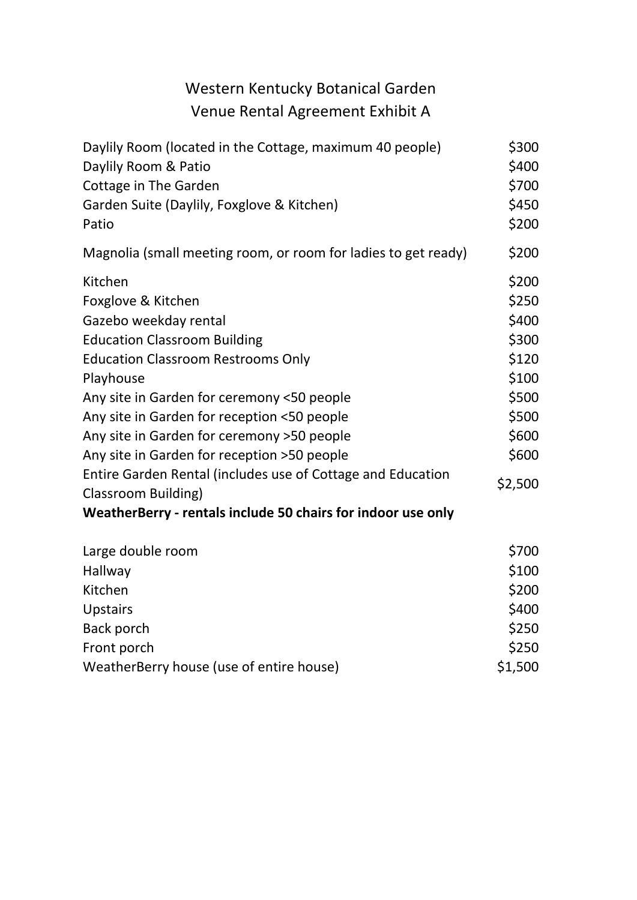# Western Kentucky Botanical Garden
## Venue Rental Agreement Exhibit A

| | |
|---|---|
| Daylily Room (located in the Cottage, maximum 40 people) | $300 |
| Daylily Room & Patio | $400 |
| Cottage in The Garden | $700 |
| Garden Suite (Daylily, Foxglove & Kitchen) | $450 |
| Patio | $200 |
| Magnolia (small meeting room, or room for ladies to get ready) | $200 |
| Kitchen | $200 |
| Foxglove & Kitchen | $250 |
| Gazebo weekday rental | $400 |
| Education Classroom Building | $300 |
| Education Classroom Restrooms Only | $120 |
| Playhouse | $100 |
| Any site in Garden for ceremony <50 people | $500 |
| Any site in Garden for reception <50 people | $500 |
| Any site in Garden for ceremony >50 people | $600 |
| Any site in Garden for reception >50 people | $600 |
| Entire Garden Rental (includes use of Cottage and Education Classroom Building) | $2,500 |

**WeatherBerry - rentals include 50 chairs for indoor use only**

| | |
|---|---|
| Large double room | $700 |
| Hallway | $100 |
| Kitchen | $200 |
| Upstairs | $400 |
| Back porch | $250 |
| Front porch | $250 |
| WeatherBerry house (use of entire house) | $1,500 |